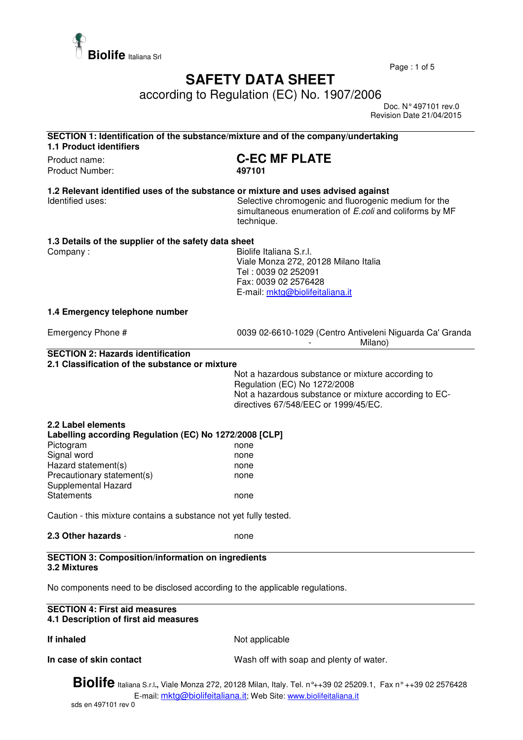# SAFETY DATA SHEET

according to Regulation (EC) No. 1907/2006

Doc. N° 497101 rev.0
Revision Date 21/04/2015

## SECTION 1: Identification of the substance/mixture and of the company/undertaking

### 1.1 Product identifiers

| | |
|---|---|
| Product name: | **C-EC MF PLATE** |
| Product Number: | **497101** |

### 1.2 Relevant identified uses of the substance or mixture and uses advised against

| | |
|---|---|
| Identified uses: | Selective chromogenic and fluorogenic medium for the simultaneous enumeration of *E.coli* and coliforms by MF technique. |

### 1.3 Details of the supplier of the safety data sheet

| | |
|---|---|
| Company : | Biolife Italiana S.r.l.<br>Viale Monza 272, 20128 Milano Italia<br>Tel : 0039 02 252091<br>Fax: 0039 02 2576428<br>E-mail: mktg@biolifeitaliana.it |

### 1.4 Emergency telephone number

| | |
|---|---|
| Emergency Phone # | 0039 02-6610-1029 (Centro Antiveleni Niguarda Ca' Granda - Milano) |

## SECTION 2: Hazards identification

### 2.1 Classification of the substance or mixture

Not a hazardous substance or mixture according to Regulation (EC) No 1272/2008
Not a hazardous substance or mixture according to EC-directives 67/548/EEC or 1999/45/EC.

### 2.2 Label elements

**Labelling according Regulation (EC) No 1272/2008 [CLP]**

| | |
|---|---|
| Pictogram | none |
| Signal word | none |
| Hazard statement(s) | none |
| Precautionary statement(s) | none |
| Supplemental Hazard Statements | none |

Caution - this mixture contains a substance not yet fully tested.

### 2.3 Other hazards -

none

## SECTION 3: Composition/information on ingredients

### 3.2 Mixtures

No components need to be disclosed according to the applicable regulations.

## SECTION 4: First aid measures

### 4.1 Description of first aid measures

| | |
|---|---|
| **If inhaled** | Not applicable |
| **In case of skin contact** | Wash off with soap and plenty of water. |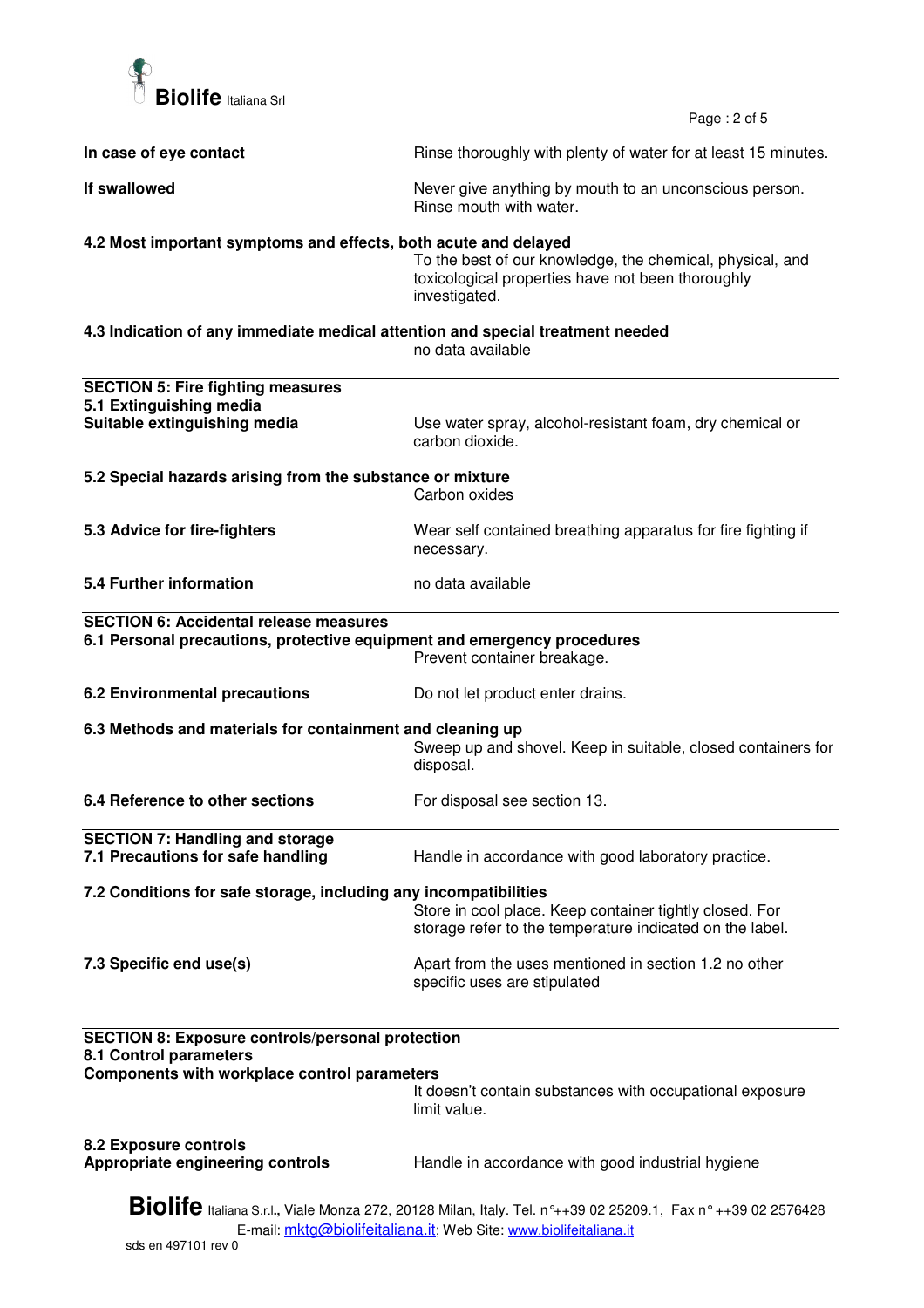**In case of eye contact** Rinse thoroughly with plenty of water for at least 15 minutes.

**If swallowed** Never give anything by mouth to an unconscious person. Rinse mouth with water.

**4.2 Most important symptoms and effects, both acute and delayed**

To the best of our knowledge, the chemical, physical, and toxicological properties have not been thoroughly investigated.

**4.3 Indication of any immediate medical attention and special treatment needed**

no data available

## SECTION 5: Fire fighting measures

**5.1 Extinguishing media**

**Suitable extinguishing media** Use water spray, alcohol-resistant foam, dry chemical or carbon dioxide.

**5.2 Special hazards arising from the substance or mixture**

Carbon oxides

**5.3 Advice for fire-fighters** Wear self contained breathing apparatus for fire fighting if necessary.

**5.4 Further information** no data available

## SECTION 6: Accidental release measures

**6.1 Personal precautions, protective equipment and emergency procedures**

Prevent container breakage.

**6.2 Environmental precautions** Do not let product enter drains.

**6.3 Methods and materials for containment and cleaning up**

Sweep up and shovel. Keep in suitable, closed containers for disposal.

**6.4 Reference to other sections** For disposal see section 13.

## SECTION 7: Handling and storage

**7.1 Precautions for safe handling** Handle in accordance with good laboratory practice.

**7.2 Conditions for safe storage, including any incompatibilities**

Store in cool place. Keep container tightly closed. For storage refer to the temperature indicated on the label.

**7.3 Specific end use(s)** Apart from the uses mentioned in section 1.2 no other specific uses are stipulated

## SECTION 8: Exposure controls/personal protection

**8.1 Control parameters**

**Components with workplace control parameters**

It doesn't contain substances with occupational exposure limit value.

**8.2 Exposure controls**

**Appropriate engineering controls** Handle in accordance with good industrial hygiene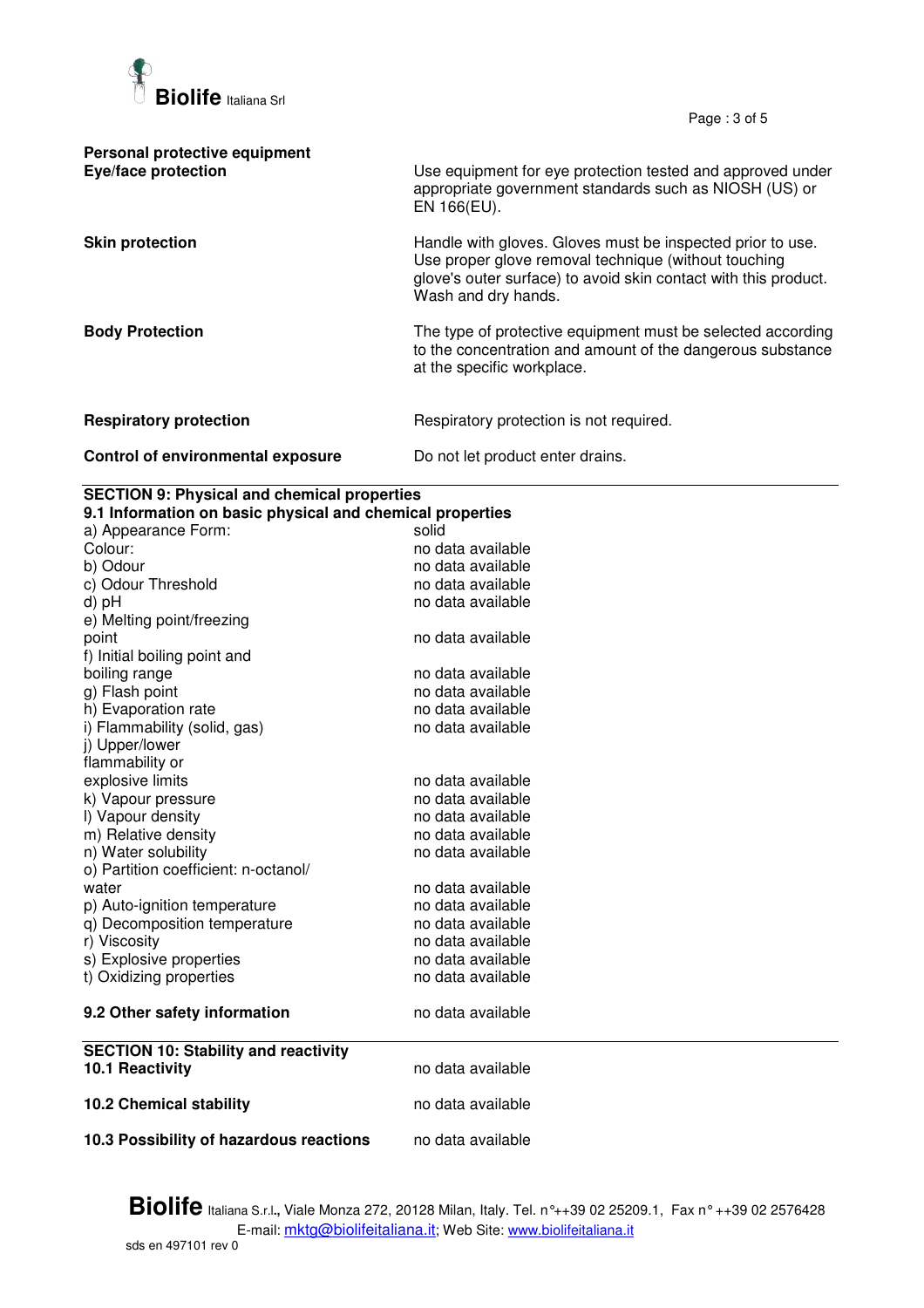**Personal protective equipment**

| | |
|---|---|
| **Eye/face protection** | Use equipment for eye protection tested and approved under appropriate government standards such as NIOSH (US) or EN 166(EU). |
| **Skin protection** | Handle with gloves. Gloves must be inspected prior to use. Use proper glove removal technique (without touching glove's outer surface) to avoid skin contact with this product. Wash and dry hands. |
| **Body Protection** | The type of protective equipment must be selected according to the concentration and amount of the dangerous substance at the specific workplace. |
| **Respiratory protection** | Respiratory protection is not required. |
| **Control of environmental exposure** | Do not let product enter drains. |

## SECTION 9: Physical and chemical properties

### 9.1 Information on basic physical and chemical properties

| | |
|---|---|
| a) Appearance Form: | solid |
| Colour: | no data available |
| b) Odour | no data available |
| c) Odour Threshold | no data available |
| d) pH | no data available |
| e) Melting point/freezing point | no data available |
| f) Initial boiling point and boiling range | no data available |
| g) Flash point | no data available |
| h) Evaporation rate | no data available |
| i) Flammability (solid, gas) | no data available |
| j) Upper/lower flammability or explosive limits | no data available |
| k) Vapour pressure | no data available |
| l) Vapour density | no data available |
| m) Relative density | no data available |
| n) Water solubility | no data available |
| o) Partition coefficient: n-octanol/ water | no data available |
| p) Auto-ignition temperature | no data available |
| q) Decomposition temperature | no data available |
| r) Viscosity | no data available |
| s) Explosive properties | no data available |
| t) Oxidizing properties | no data available |

**9.2 Other safety information** no data available

## SECTION 10: Stability and reactivity

| | |
|---|---|
| **10.1 Reactivity** | no data available |
| **10.2 Chemical stability** | no data available |
| **10.3 Possibility of hazardous reactions** | no data available |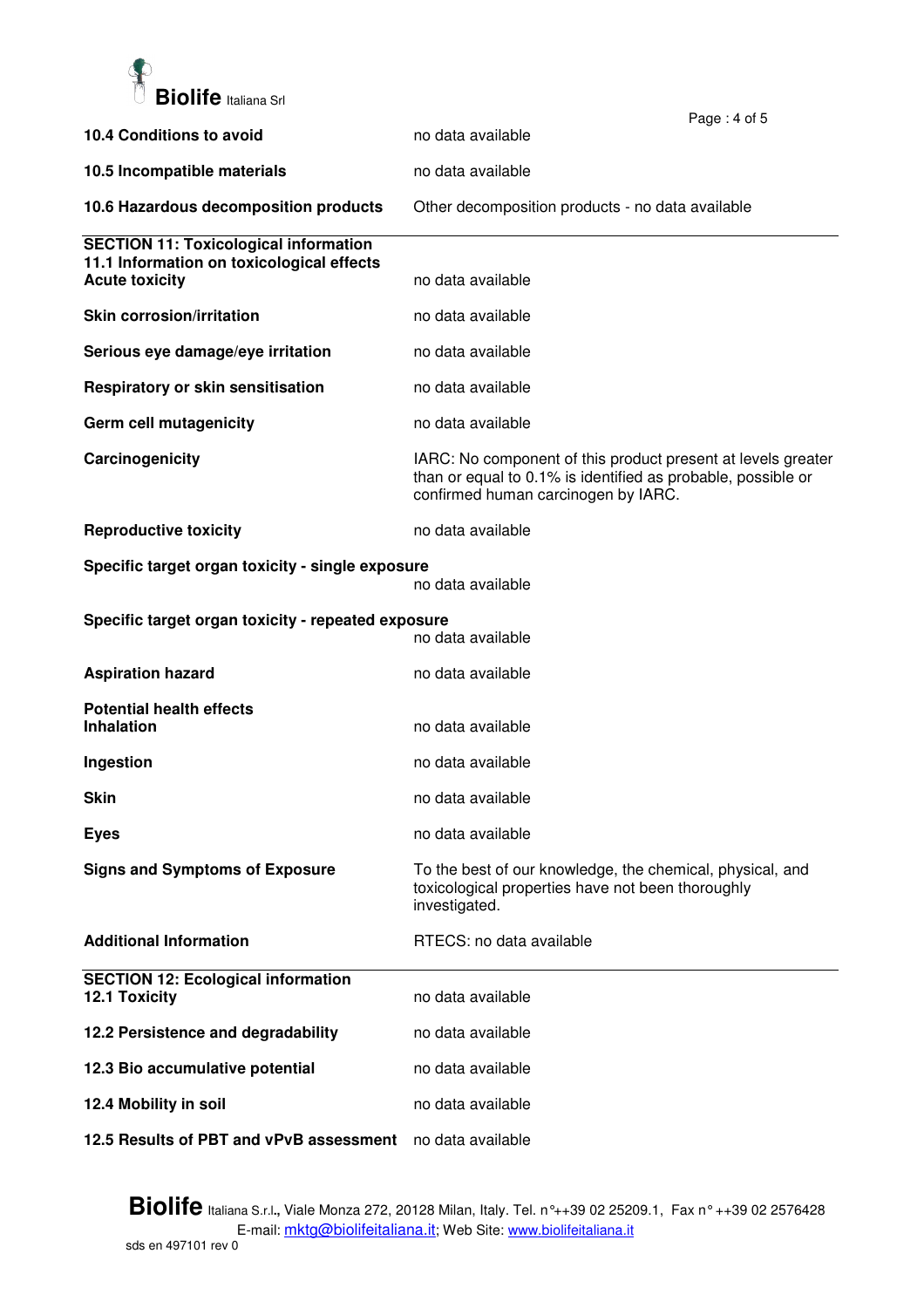**10.4 Conditions to avoid** no data available

**10.5 Incompatible materials** no data available

**10.6 Hazardous decomposition products** Other decomposition products - no data available

## SECTION 11: Toxicological information

**11.1 Information on toxicological effects**

**Acute toxicity** no data available

**Skin corrosion/irritation** no data available

**Serious eye damage/eye irritation** no data available

**Respiratory or skin sensitisation** no data available

**Germ cell mutagenicity** no data available

**Carcinogenicity** IARC: No component of this product present at levels greater than or equal to 0.1% is identified as probable, possible or confirmed human carcinogen by IARC.

**Reproductive toxicity** no data available

**Specific target organ toxicity - single exposure**
no data available

**Specific target organ toxicity - repeated exposure**
no data available

**Aspiration hazard** no data available

**Potential health effects**

**Inhalation** no data available

**Ingestion** no data available

**Skin** no data available

**Eyes** no data available

**Signs and Symptoms of Exposure** To the best of our knowledge, the chemical, physical, and toxicological properties have not been thoroughly investigated.

**Additional Information** RTECS: no data available

## SECTION 12: Ecological information

**12.1 Toxicity** no data available

**12.2 Persistence and degradability** no data available

**12.3 Bio accumulative potential** no data available

**12.4 Mobility in soil** no data available

**12.5 Results of PBT and vPvB assessment** no data available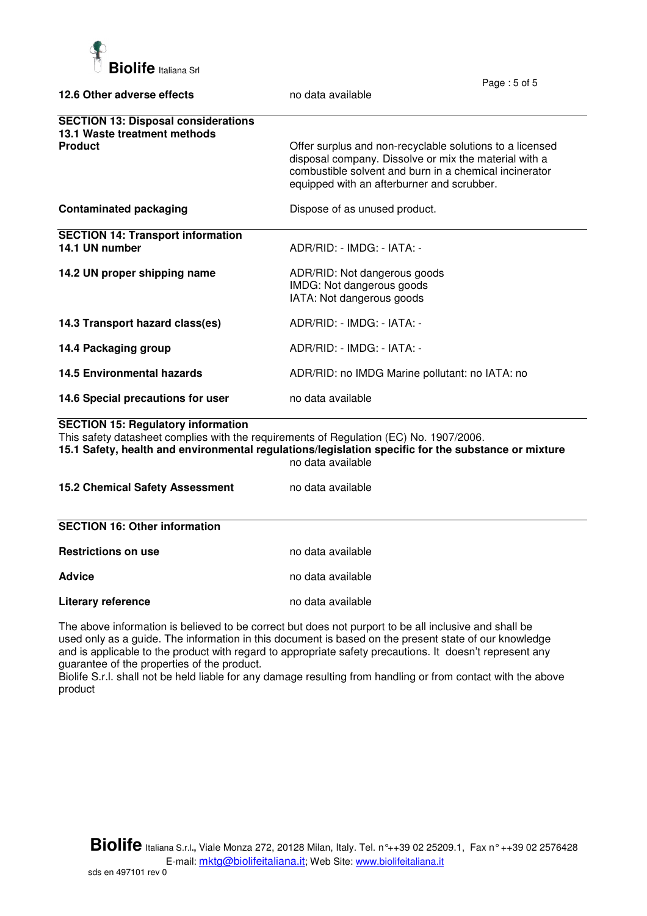| | |
|---|---|
| **12.6 Other adverse effects** | no data available |

## SECTION 13: Disposal considerations

### 13.1 Waste treatment methods

| | |
|---|---|
| **Product** | Offer surplus and non-recyclable solutions to a licensed disposal company. Dissolve or mix the material with a combustible solvent and burn in a chemical incinerator equipped with an afterburner and scrubber. |
| **Contaminated packaging** | Dispose of as unused product. |

## SECTION 14: Transport information

| | |
|---|---|
| **14.1 UN number** | ADR/RID: - IMDG: - IATA: - |
| **14.2 UN proper shipping name** | ADR/RID: Not dangerous goods<br>IMDG: Not dangerous goods<br>IATA: Not dangerous goods |
| **14.3 Transport hazard class(es)** | ADR/RID: - IMDG: - IATA: - |
| **14.4 Packaging group** | ADR/RID: - IMDG: - IATA: - |
| **14.5 Environmental hazards** | ADR/RID: no IMDG Marine pollutant: no IATA: no |
| **14.6 Special precautions for user** | no data available |

## SECTION 15: Regulatory information

This safety datasheet complies with the requirements of Regulation (EC) No. 1907/2006.

**15.1 Safety, health and environmental regulations/legislation specific for the substance or mixture**

no data available

| | |
|---|---|
| **15.2 Chemical Safety Assessment** | no data available |

## SECTION 16: Other information

| | |
|---|---|
| **Restrictions on use** | no data available |
| **Advice** | no data available |
| **Literary reference** | no data available |

The above information is believed to be correct but does not purport to be all inclusive and shall be used only as a guide. The information in this document is based on the present state of our knowledge and is applicable to the product with regard to appropriate safety precautions. It doesn't represent any guarantee of the properties of the product.
Biolife S.r.l. shall not be held liable for any damage resulting from handling or from contact with the above product

**Biolife** Italiana S.r.l., Viale Monza 272, 20128 Milan, Italy. Tel. n°++39 02 25209.1, Fax n° ++39 02 2576428
E-mail: mktg@biolifeitaliana.it; Web Site: www.biolifeitaliana.it

sds en 497101 rev 0